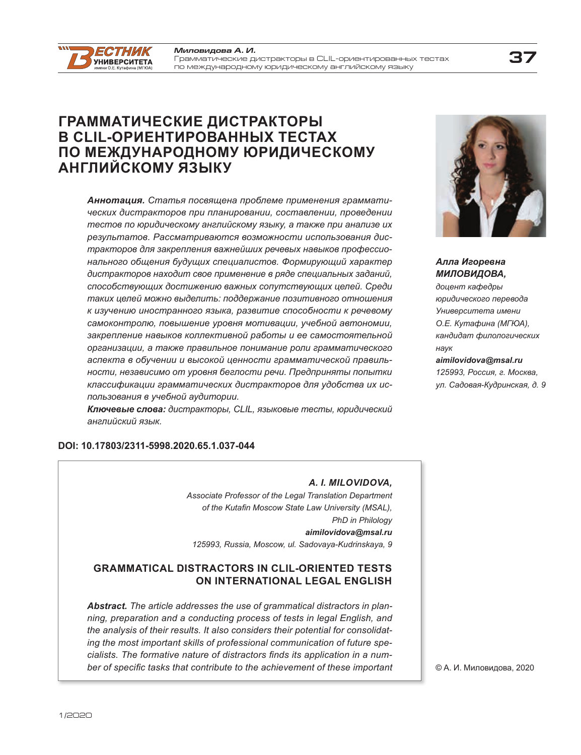# ГРАММАТИЧЕСКИЕ ДИСТРАКТОРЫ В CLIL-ОРИЕНТИРОВАННЫХ ТЕСТАХ ПО МЕЖДУНАРОДНОМУ ЮРИДИЧЕСКОМУ АНГЛИЙСКОМУ ЯЗЫКУ

***Алла Игоревна МИЛОВИДОВА,***
*доцент кафедры юридического перевода Университета имени О.Е. Кутафина (МГЮА), кандидат филологических наук*
***aimilovidova@msal.ru***
*125993, Россия, г. Москва, ул. Садовая-Кудринская, д. 9*

***Аннотация.*** *Статья посвящена проблеме применения грамматических дистракторов при планировании, составлении, проведении тестов по юридическому английскому языку, а также при анализе их результатов. Рассматриваются возможности использования дистракторов для закрепления важнейших речевых навыков профессионального общения будущих специалистов. Формирующий характер дистракторов находит свое применение в ряде специальных заданий, способствующих достижению важных сопутствующих целей. Среди таких целей можно выделить: поддержание позитивного отношения к изучению иностранного языка, развитие способности к речевому самоконтролю, повышение уровня мотивации, учебной автономии, закрепление навыков коллективной работы и ее самостоятельной организации, а также правильное понимание роли грамматического аспекта в обучении и высокой ценности грамматической правильности, независимо от уровня беглости речи. Предприняты попытки классификации грамматических дистракторов для удобства их использования в учебной аудитории.*

***Ключевые слова:*** *дистракторы, CLIL, языковые тесты, юридический английский язык.*

**DOI: 10.17803/2311-5998.2020.65.1.037-044**

***A. I. MILOVIDOVA,***
*Associate Professor of the Legal Translation Department of the Kutafin Moscow State Law University (MSAL), PhD in Philology*
***aimilovidova@msal.ru***
*125993, Russia, Moscow, ul. Sadovaya-Kudrinskaya, 9*

## GRAMMATICAL DISTRACTORS IN CLIL-ORIENTED TESTS ON INTERNATIONAL LEGAL ENGLISH

***Abstract.*** *The article addresses the use of grammatical distractors in planning, preparation and a conducting process of tests in legal English, and the analysis of their results. It also considers their potential for consolidating the most important skills of professional communication of future specialists. The formative nature of distractors finds its application in a number of specific tasks that contribute to the achievement of these important*

© А. И. Миловидова, 2020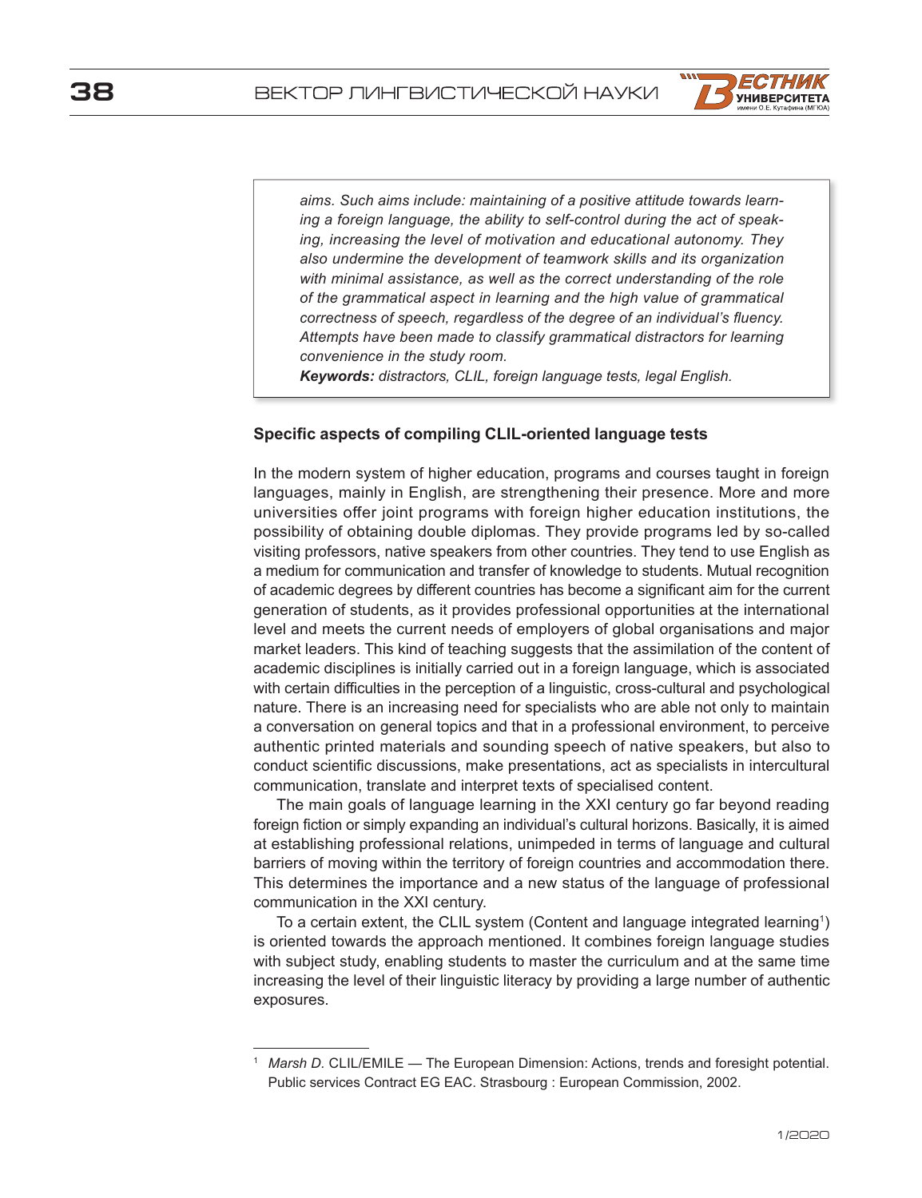*aims. Such aims include: maintaining of a positive attitude towards learning a foreign language, the ability to self-control during the act of speaking, increasing the level of motivation and educational autonomy. They also undermine the development of teamwork skills and its organization with minimal assistance, as well as the correct understanding of the role of the grammatical aspect in learning and the high value of grammatical correctness of speech, regardless of the degree of an individual's fluency. Attempts have been made to classify grammatical distractors for learning convenience in the study room.*

***Keywords:*** *distractors, CLIL, foreign language tests, legal English.*

### Specific aspects of compiling CLIL-oriented language tests

In the modern system of higher education, programs and courses taught in foreign languages, mainly in English, are strengthening their presence. More and more universities offer joint programs with foreign higher education institutions, the possibility of obtaining double diplomas. They provide programs led by so-called visiting professors, native speakers from other countries. They tend to use English as a medium for communication and transfer of knowledge to students. Mutual recognition of academic degrees by different countries has become a significant aim for the current generation of students, as it provides professional opportunities at the international level and meets the current needs of employers of global organisations and major market leaders. This kind of teaching suggests that the assimilation of the content of academic disciplines is initially carried out in a foreign language, which is associated with certain difficulties in the perception of a linguistic, cross-cultural and psychological nature. There is an increasing need for specialists who are able not only to maintain a conversation on general topics and that in a professional environment, to perceive authentic printed materials and sounding speech of native speakers, but also to conduct scientific discussions, make presentations, act as specialists in intercultural communication, translate and interpret texts of specialised content.

The main goals of language learning in the XXI century go far beyond reading foreign fiction or simply expanding an individual's cultural horizons. Basically, it is aimed at establishing professional relations, unimpeded in terms of language and cultural barriers of moving within the territory of foreign countries and accommodation there. This determines the importance and a new status of the language of professional communication in the XXI century.

To a certain extent, the CLIL system (Content and language integrated learning[1]) is oriented towards the approach mentioned. It combines foreign language studies with subject study, enabling students to master the curriculum and at the same time increasing the level of their linguistic literacy by providing a large number of authentic exposures.

---

[1] *Marsh D.* CLIL/EMILE — The European Dimension: Actions, trends and foresight potential. Public services Contract EG EAC. Strasbourg : European Commission, 2002.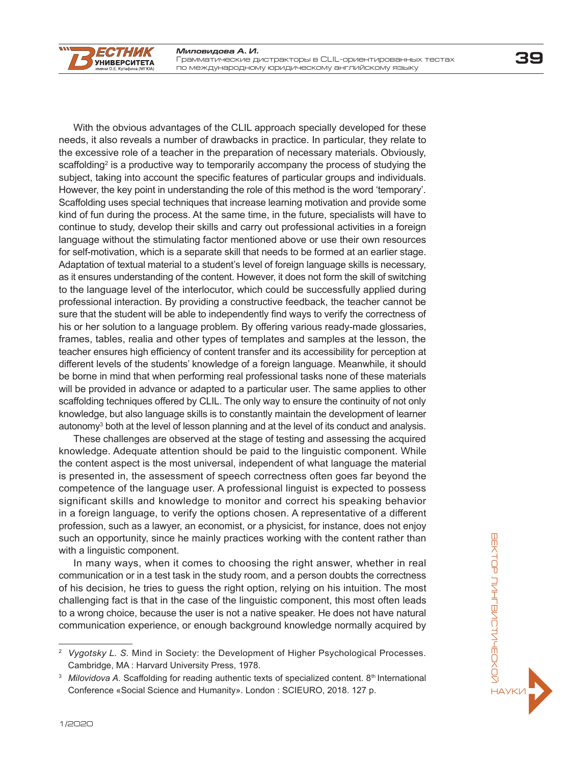With the obvious advantages of the CLIL approach specially developed for these needs, it also reveals a number of drawbacks in practice. In particular, they relate to the excessive role of a teacher in the preparation of necessary materials. Obviously, scaffolding[2] is a productive way to temporarily accompany the process of studying the subject, taking into account the specific features of particular groups and individuals. However, the key point in understanding the role of this method is the word 'temporary'. Scaffolding uses special techniques that increase learning motivation and provide some kind of fun during the process. At the same time, in the future, specialists will have to continue to study, develop their skills and carry out professional activities in a foreign language without the stimulating factor mentioned above or use their own resources for self-motivation, which is a separate skill that needs to be formed at an earlier stage. Adaptation of textual material to a student's level of foreign language skills is necessary, as it ensures understanding of the content. However, it does not form the skill of switching to the language level of the interlocutor, which could be successfully applied during professional interaction. By providing a constructive feedback, the teacher cannot be sure that the student will be able to independently find ways to verify the correctness of his or her solution to a language problem. By offering various ready-made glossaries, frames, tables, realia and other types of templates and samples at the lesson, the teacher ensures high efficiency of content transfer and its accessibility for perception at different levels of the students' knowledge of a foreign language. Meanwhile, it should be borne in mind that when performing real professional tasks none of these materials will be provided in advance or adapted to a particular user. The same applies to other scaffolding techniques offered by CLIL. The only way to ensure the continuity of not only knowledge, but also language skills is to constantly maintain the development of learner autonomy[3] both at the level of lesson planning and at the level of its conduct and analysis.

These challenges are observed at the stage of testing and assessing the acquired knowledge. Adequate attention should be paid to the linguistic component. While the content aspect is the most universal, independent of what language the material is presented in, the assessment of speech correctness often goes far beyond the competence of the language user. A professional linguist is expected to possess significant skills and knowledge to monitor and correct his speaking behavior in a foreign language, to verify the options chosen. A representative of a different profession, such as a lawyer, an economist, or a physicist, for instance, does not enjoy such an opportunity, since he mainly practices working with the content rather than with a linguistic component.

In many ways, when it comes to choosing the right answer, whether in real communication or in a test task in the study room, and a person doubts the correctness of his decision, he tries to guess the right option, relying on his intuition. The most challenging fact is that in the case of the linguistic component, this most often leads to a wrong choice, because the user is not a native speaker. He does not have natural communication experience, or enough background knowledge normally acquired by

---

[2] *Vygotsky L. S.* Mind in Society: the Development of Higher Psychological Processes. Cambridge, MA : Harvard University Press, 1978.

[3] *Milovidova A.* Scaffolding for reading authentic texts of specialized content. 8th International Conference «Social Science and Humanity». London : SCIEURO, 2018. 127 p.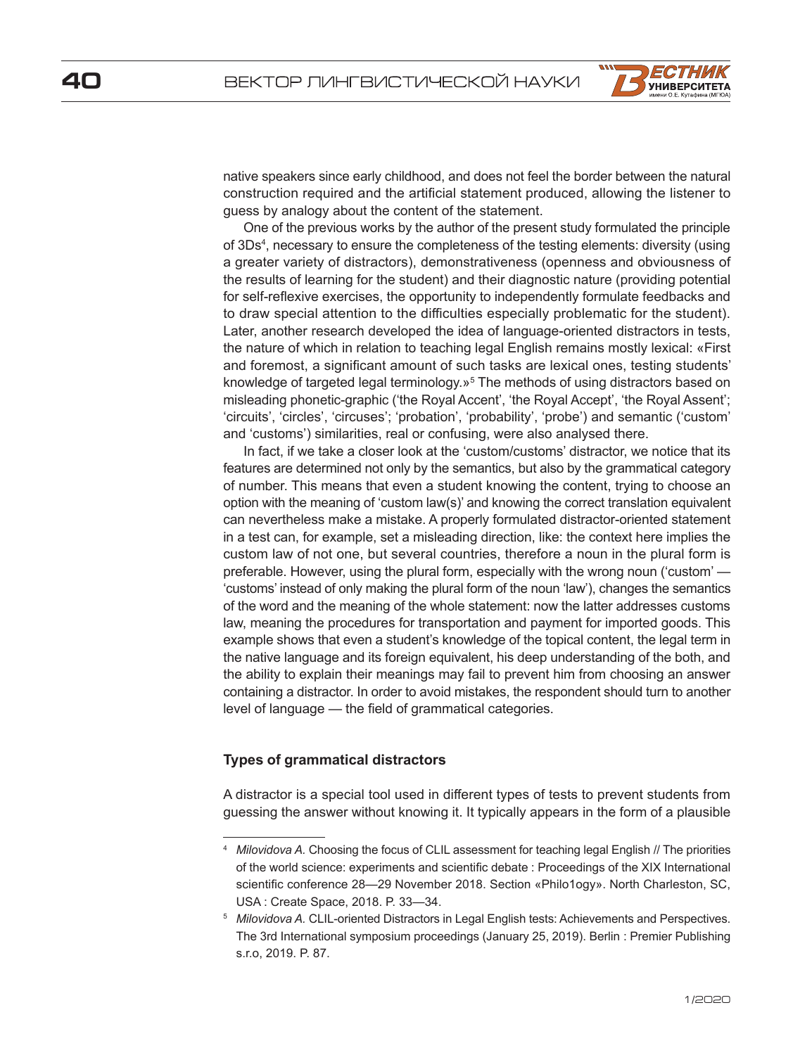native speakers since early childhood, and does not feel the border between the natural construction required and the artificial statement produced, allowing the listener to guess by analogy about the content of the statement.

One of the previous works by the author of the present study formulated the principle of 3Ds[4], necessary to ensure the completeness of the testing elements: diversity (using a greater variety of distractors), demonstrativeness (openness and obviousness of the results of learning for the student) and their diagnostic nature (providing potential for self-reflexive exercises, the opportunity to independently formulate feedbacks and to draw special attention to the difficulties especially problematic for the student). Later, another research developed the idea of language-oriented distractors in tests, the nature of which in relation to teaching legal English remains mostly lexical: «First and foremost, a significant amount of such tasks are lexical ones, testing students' knowledge of targeted legal terminology.»[5] The methods of using distractors based on misleading phonetic-graphic ('the Royal Accent', 'the Royal Accept', 'the Royal Assent'; 'circuits', 'circles', 'circuses'; 'probation', 'probability', 'probe') and semantic ('custom' and 'customs') similarities, real or confusing, were also analysed there.

In fact, if we take a closer look at the 'custom/customs' distractor, we notice that its features are determined not only by the semantics, but also by the grammatical category of number. This means that even a student knowing the content, trying to choose an option with the meaning of 'custom law(s)' and knowing the correct translation equivalent can nevertheless make a mistake. A properly formulated distractor-oriented statement in a test can, for example, set a misleading direction, like: the context here implies the custom law of not one, but several countries, therefore a noun in the plural form is preferable. However, using the plural form, especially with the wrong noun ('custom' — 'customs' instead of only making the plural form of the noun 'law'), changes the semantics of the word and the meaning of the whole statement: now the latter addresses customs law, meaning the procedures for transportation and payment for imported goods. This example shows that even a student's knowledge of the topical content, the legal term in the native language and its foreign equivalent, his deep understanding of the both, and the ability to explain their meanings may fail to prevent him from choosing an answer containing a distractor. In order to avoid mistakes, the respondent should turn to another level of language — the field of grammatical categories.

### Types of grammatical distractors

A distractor is a special tool used in different types of tests to prevent students from guessing the answer without knowing it. It typically appears in the form of a plausible

---

[4] *Milovidova A.* Choosing the focus of CLIL assessment for teaching legal English // The priorities of the world science: experiments and scientific debate : Proceedings of the XIX International scientific conference 28—29 November 2018. Section «Philo1ogy». North Charleston, SC, USA : Create Space, 2018. P. 33—34.

[5] *Milovidova A.* CLIL-oriented Distractors in Legal English tests: Achievements and Perspectives. The 3rd International symposium proceedings (January 25, 2019). Berlin : Premier Publishing s.r.o, 2019. P. 87.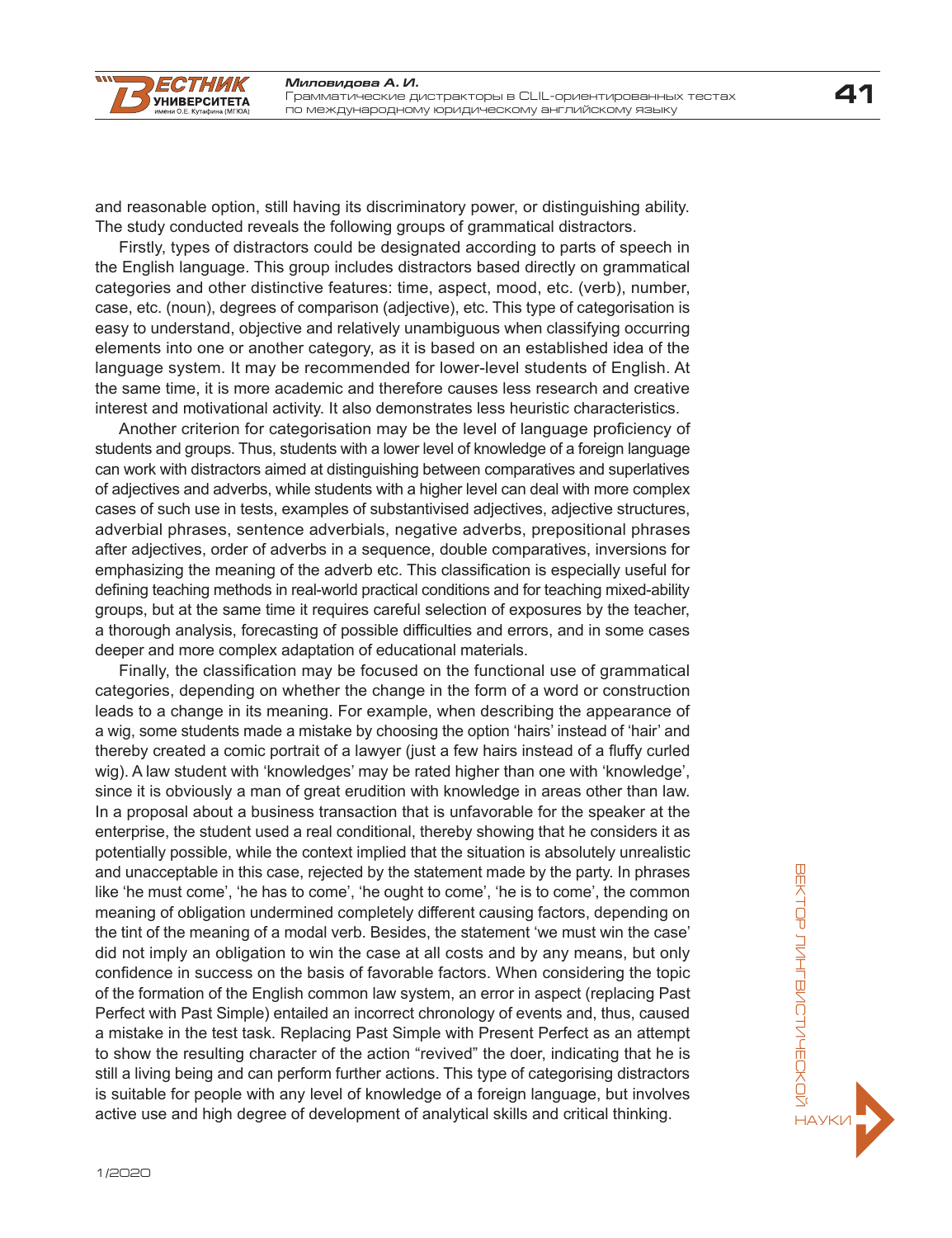and reasonable option, still having its discriminatory power, or distinguishing ability. The study conducted reveals the following groups of grammatical distractors.

Firstly, types of distractors could be designated according to parts of speech in the English language. This group includes distractors based directly on grammatical categories and other distinctive features: time, aspect, mood, etc. (verb), number, case, etc. (noun), degrees of comparison (adjective), etc. This type of categorisation is easy to understand, objective and relatively unambiguous when classifying occurring elements into one or another category, as it is based on an established idea of the language system. It may be recommended for lower-level students of English. At the same time, it is more academic and therefore causes less research and creative interest and motivational activity. It also demonstrates less heuristic characteristics.

Another criterion for categorisation may be the level of language proficiency of students and groups. Thus, students with a lower level of knowledge of a foreign language can work with distractors aimed at distinguishing between comparatives and superlatives of adjectives and adverbs, while students with a higher level can deal with more complex cases of such use in tests, examples of substantivised adjectives, adjective structures, adverbial phrases, sentence adverbials, negative adverbs, prepositional phrases after adjectives, order of adverbs in a sequence, double comparatives, inversions for emphasizing the meaning of the adverb etc. This classification is especially useful for defining teaching methods in real-world practical conditions and for teaching mixed-ability groups, but at the same time it requires careful selection of exposures by the teacher, a thorough analysis, forecasting of possible difficulties and errors, and in some cases deeper and more complex adaptation of educational materials.

Finally, the classification may be focused on the functional use of grammatical categories, depending on whether the change in the form of a word or construction leads to a change in its meaning. For example, when describing the appearance of a wig, some students made a mistake by choosing the option 'hairs' instead of 'hair' and thereby created a comic portrait of a lawyer (just a few hairs instead of a fluffy curled wig). A law student with 'knowledges' may be rated higher than one with 'knowledge', since it is obviously a man of great erudition with knowledge in areas other than law. In a proposal about a business transaction that is unfavorable for the speaker at the enterprise, the student used a real conditional, thereby showing that he considers it as potentially possible, while the context implied that the situation is absolutely unrealistic and unacceptable in this case, rejected by the statement made by the party. In phrases like 'he must come', 'he has to come', 'he ought to come', 'he is to come', the common meaning of obligation undermined completely different causing factors, depending on the tint of the meaning of a modal verb. Besides, the statement 'we must win the case' did not imply an obligation to win the case at all costs and by any means, but only confidence in success on the basis of favorable factors. When considering the topic of the formation of the English common law system, an error in aspect (replacing Past Perfect with Past Simple) entailed an incorrect chronology of events and, thus, caused a mistake in the test task. Replacing Past Simple with Present Perfect as an attempt to show the resulting character of the action "revived" the doer, indicating that he is still a living being and can perform further actions. This type of categorising distractors is suitable for people with any level of knowledge of a foreign language, but involves active use and high degree of development of analytical skills and critical thinking.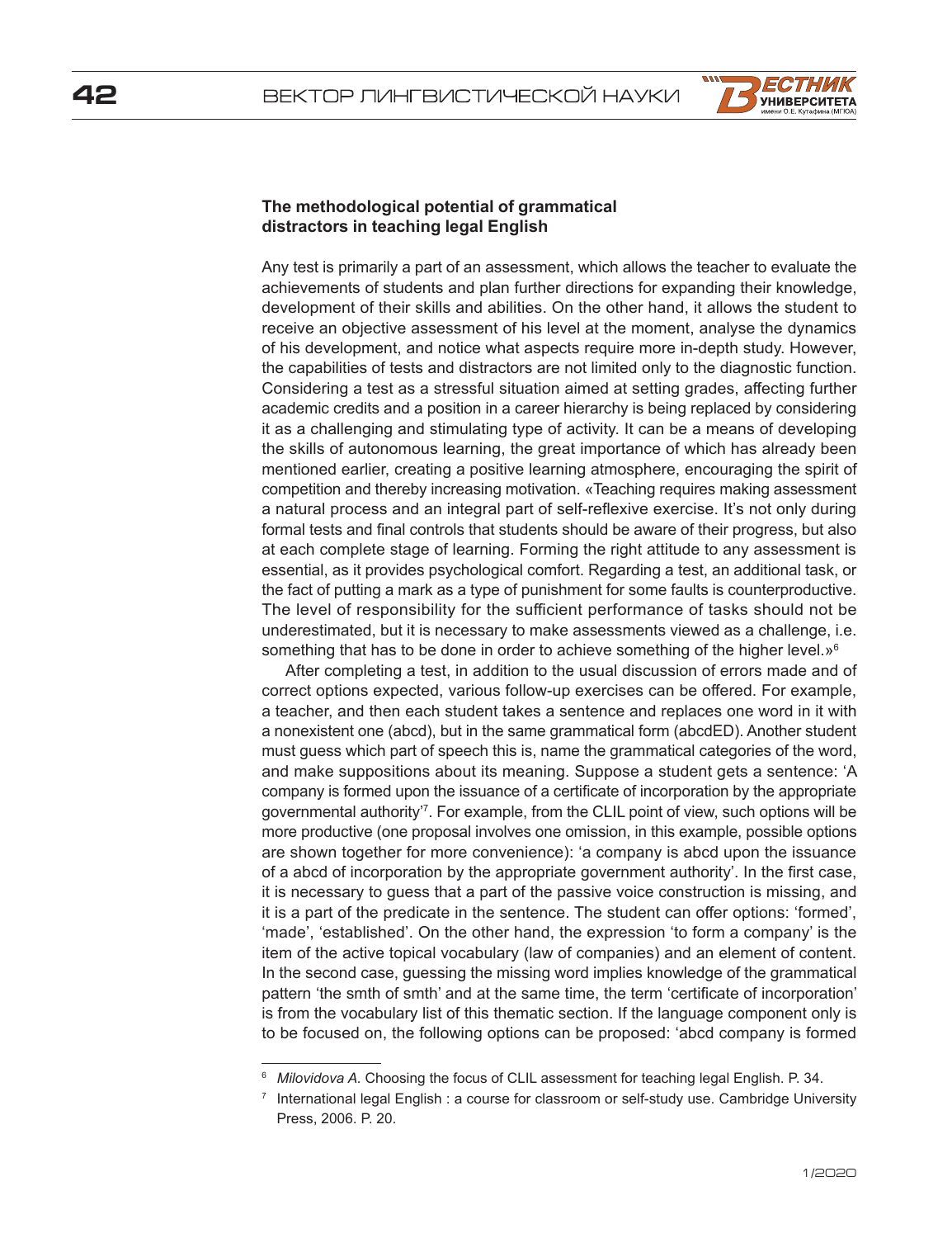### The methodological potential of grammatical distractors in teaching legal English

Any test is primarily a part of an assessment, which allows the teacher to evaluate the achievements of students and plan further directions for expanding their knowledge, development of their skills and abilities. On the other hand, it allows the student to receive an objective assessment of his level at the moment, analyse the dynamics of his development, and notice what aspects require more in-depth study. However, the capabilities of tests and distractors are not limited only to the diagnostic function. Considering a test as a stressful situation aimed at setting grades, affecting further academic credits and a position in a career hierarchy is being replaced by considering it as a challenging and stimulating type of activity. It can be a means of developing the skills of autonomous learning, the great importance of which has already been mentioned earlier, creating a positive learning atmosphere, encouraging the spirit of competition and thereby increasing motivation. «Teaching requires making assessment a natural process and an integral part of self-reflexive exercise. It's not only during formal tests and final controls that students should be aware of their progress, but also at each complete stage of learning. Forming the right attitude to any assessment is essential, as it provides psychological comfort. Regarding a test, an additional task, or the fact of putting a mark as a type of punishment for some faults is counterproductive. The level of responsibility for the sufficient performance of tasks should not be underestimated, but it is necessary to make assessments viewed as a challenge, i.e. something that has to be done in order to achieve something of the higher level.»[6]

After completing a test, in addition to the usual discussion of errors made and of correct options expected, various follow-up exercises can be offered. For example, a teacher, and then each student takes a sentence and replaces one word in it with a nonexistent one (abcd), but in the same grammatical form (abcdED). Another student must guess which part of speech this is, name the grammatical categories of the word, and make suppositions about its meaning. Suppose a student gets a sentence: 'A company is formed upon the issuance of a certificate of incorporation by the appropriate governmental authority'[7]. For example, from the CLIL point of view, such options will be more productive (one proposal involves one omission, in this example, possible options are shown together for more convenience): 'a company is abcd upon the issuance of a abcd of incorporation by the appropriate government authority'. In the first case, it is necessary to guess that a part of the passive voice construction is missing, and it is a part of the predicate in the sentence. The student can offer options: 'formed', 'made', 'established'. On the other hand, the expression 'to form a company' is the item of the active topical vocabulary (law of companies) and an element of content. In the second case, guessing the missing word implies knowledge of the grammatical pattern 'the smth of smth' and at the same time, the term 'certificate of incorporation' is from the vocabulary list of this thematic section. If the language component only is to be focused on, the following options can be proposed: 'abcd company is formed

---

[6] *Milovidova A.* Choosing the focus of CLIL assessment for teaching legal English. P. 34.

[7] International legal English : a course for classroom or self-study use. Cambridge University Press, 2006. P. 20.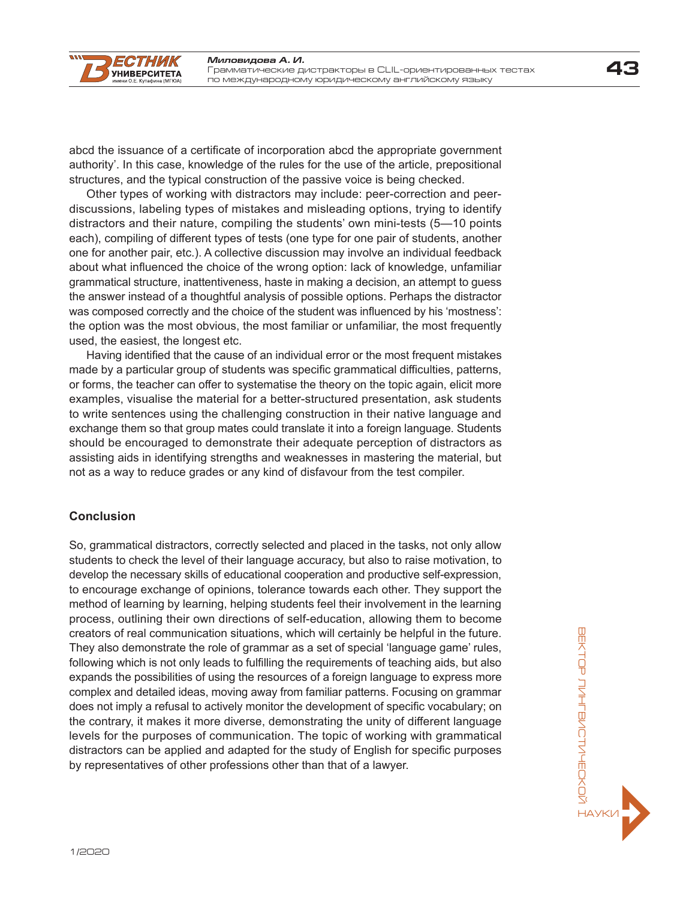abcd the issuance of a certificate of incorporation abcd the appropriate government authority'. In this case, knowledge of the rules for the use of the article, prepositional structures, and the typical construction of the passive voice is being checked.

Other types of working with distractors may include: peer-correction and peer-discussions, labeling types of mistakes and misleading options, trying to identify distractors and their nature, compiling the students' own mini-tests (5—10 points each), compiling of different types of tests (one type for one pair of students, another one for another pair, etc.). A collective discussion may involve an individual feedback about what influenced the choice of the wrong option: lack of knowledge, unfamiliar grammatical structure, inattentiveness, haste in making a decision, an attempt to guess the answer instead of a thoughtful analysis of possible options. Perhaps the distractor was composed correctly and the choice of the student was influenced by his 'mostness': the option was the most obvious, the most familiar or unfamiliar, the most frequently used, the easiest, the longest etc.

Having identified that the cause of an individual error or the most frequent mistakes made by a particular group of students was specific grammatical difficulties, patterns, or forms, the teacher can offer to systematise the theory on the topic again, elicit more examples, visualise the material for a better-structured presentation, ask students to write sentences using the challenging construction in their native language and exchange them so that group mates could translate it into a foreign language. Students should be encouraged to demonstrate their adequate perception of distractors as assisting aids in identifying strengths and weaknesses in mastering the material, but not as a way to reduce grades or any kind of disfavour from the test compiler.

## Conclusion

So, grammatical distractors, correctly selected and placed in the tasks, not only allow students to check the level of their language accuracy, but also to raise motivation, to develop the necessary skills of educational cooperation and productive self-expression, to encourage exchange of opinions, tolerance towards each other. They support the method of learning by learning, helping students feel their involvement in the learning process, outlining their own directions of self-education, allowing them to become creators of real communication situations, which will certainly be helpful in the future. They also demonstrate the role of grammar as a set of special 'language game' rules, following which is not only leads to fulfilling the requirements of teaching aids, but also expands the possibilities of using the resources of a foreign language to express more complex and detailed ideas, moving away from familiar patterns. Focusing on grammar does not imply a refusal to actively monitor the development of specific vocabulary; on the contrary, it makes it more diverse, demonstrating the unity of different language levels for the purposes of communication. The topic of working with grammatical distractors can be applied and adapted for the study of English for specific purposes by representatives of other professions other than that of a lawyer.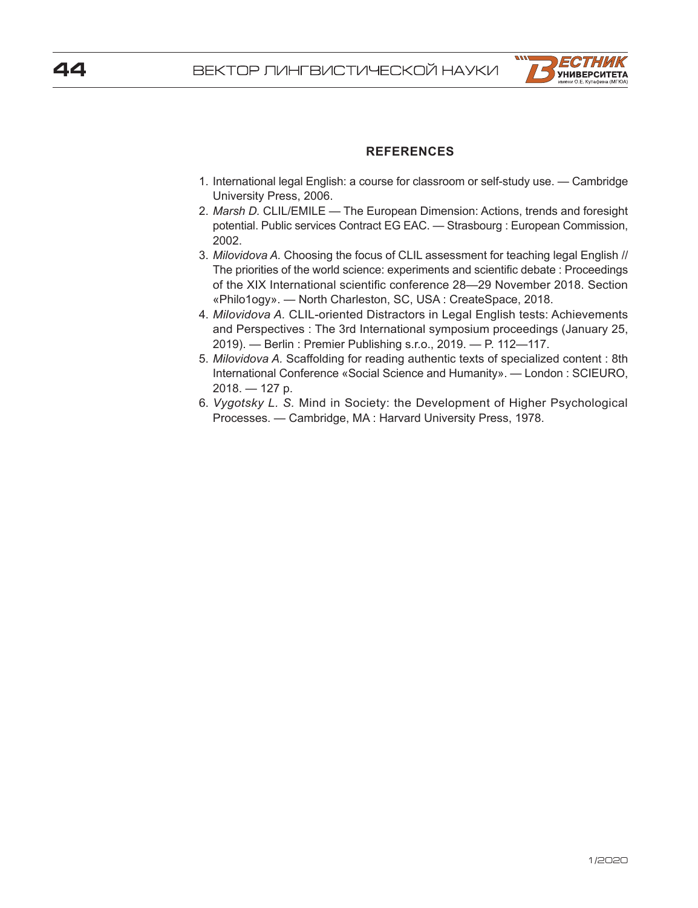## REFERENCES

1. International legal English: a course for classroom or self-study use. — Cambridge University Press, 2006.
2. *Marsh D.* CLIL/EMILE — The European Dimension: Actions, trends and foresight potential. Public services Contract EG EAC. — Strasbourg : European Commission, 2002.
3. *Milovidova A.* Choosing the focus of CLIL assessment for teaching legal English // The priorities of the world science: experiments and scientific debate : Proceedings of the XIX International scientific conference 28—29 November 2018. Section «Philo1ogy». — North Charleston, SC, USA : CreateSpace, 2018.
4. *Milovidova A.* CLIL-oriented Distractors in Legal English tests: Achievements and Perspectives : The 3rd International symposium proceedings (January 25, 2019). — Berlin : Premier Publishing s.r.o., 2019. — P. 112—117.
5. *Milovidova A.* Scaffolding for reading authentic texts of specialized content : 8th International Conference «Social Science and Humanity». — London : SCIEURO, 2018. — 127 p.
6. *Vygotsky L. S.* Mind in Society: the Development of Higher Psychological Processes. — Cambridge, MA : Harvard University Press, 1978.